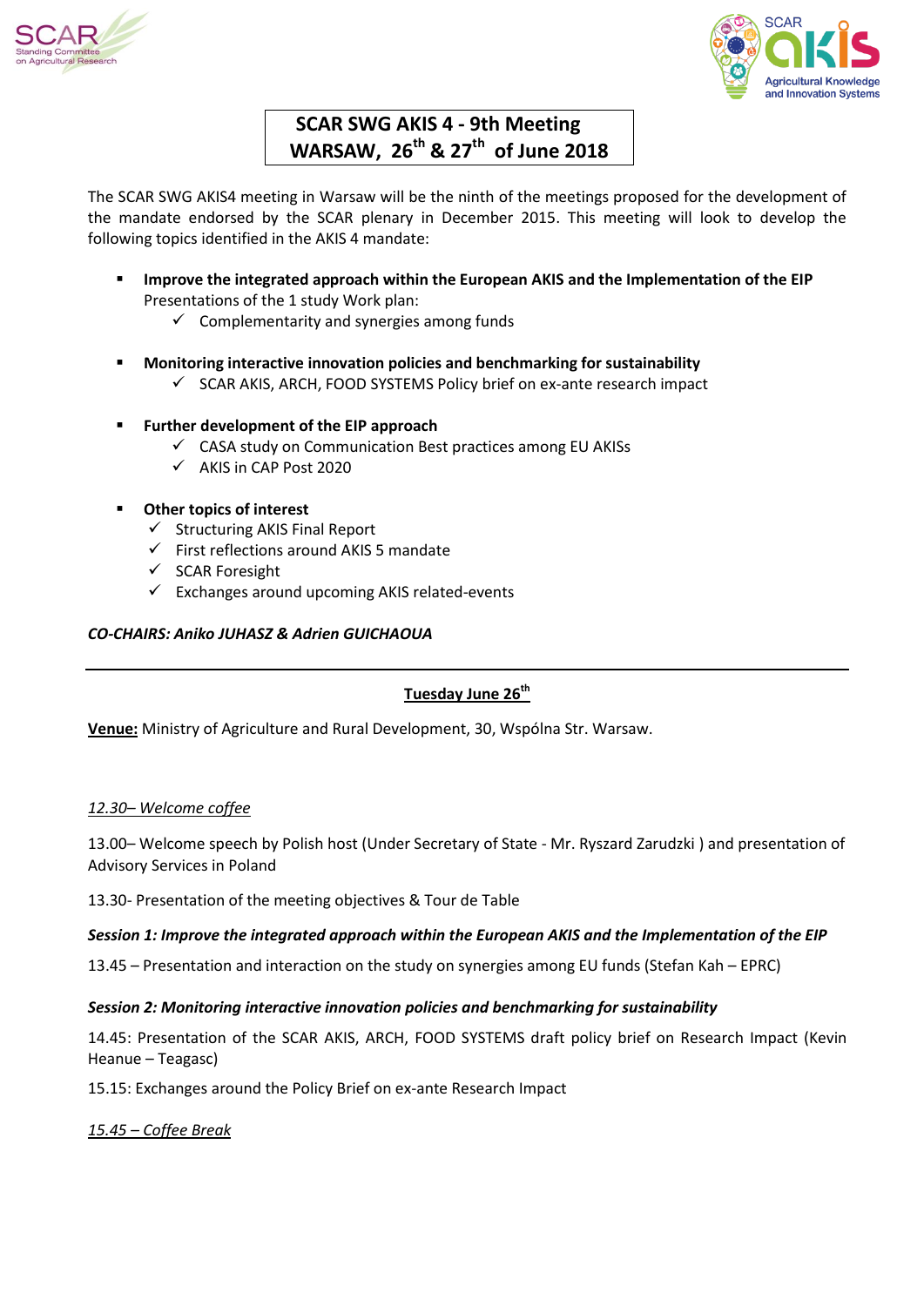# SCAR SWG AKIS 4 - 9th Meeting
## WARSAW, 26th & 27th of June 2018

The SCAR SWG AKIS4 meeting in Warsaw will be the ninth of the meetings proposed for the development of the mandate endorsed by the SCAR plenary in December 2015. This meeting will look to develop the following topics identified in the AKIS 4 mandate:

- **Improve the integrated approach within the European AKIS and the Implementation of the EIP**
  Presentations of the 1 study Work plan:
  - ✓ Complementarity and synergies among funds
- **Monitoring interactive innovation policies and benchmarking for sustainability**
  - ✓ SCAR AKIS, ARCH, FOOD SYSTEMS Policy brief on ex-ante research impact
- **Further development of the EIP approach**
  - ✓ CASA study on Communication Best practices among EU AKISs
  - ✓ AKIS in CAP Post 2020
- **Other topics of interest**
  - ✓ Structuring AKIS Final Report
  - ✓ First reflections around AKIS 5 mandate
  - ✓ SCAR Foresight
  - ✓ Exchanges around upcoming AKIS related-events

***CO-CHAIRS: Aniko JUHASZ & Adrien GUICHAOUA***

---

**Tuesday June 26th**

**Venue:** Ministry of Agriculture and Rural Development, 30, Wspólna Str. Warsaw.

*12.30– Welcome coffee*

13.00– Welcome speech by Polish host (Under Secretary of State - Mr. Ryszard Zarudzki ) and presentation of Advisory Services in Poland

13.30- Presentation of the meeting objectives & Tour de Table

***Session 1: Improve the integrated approach within the European AKIS and the Implementation of the EIP***

13.45 – Presentation and interaction on the study on synergies among EU funds (Stefan Kah – EPRC)

***Session 2: Monitoring interactive innovation policies and benchmarking for sustainability***

14.45: Presentation of the SCAR AKIS, ARCH, FOOD SYSTEMS draft policy brief on Research Impact (Kevin Heanue – Teagasc)

15.15: Exchanges around the Policy Brief on ex-ante Research Impact

*15.45 – Coffee Break*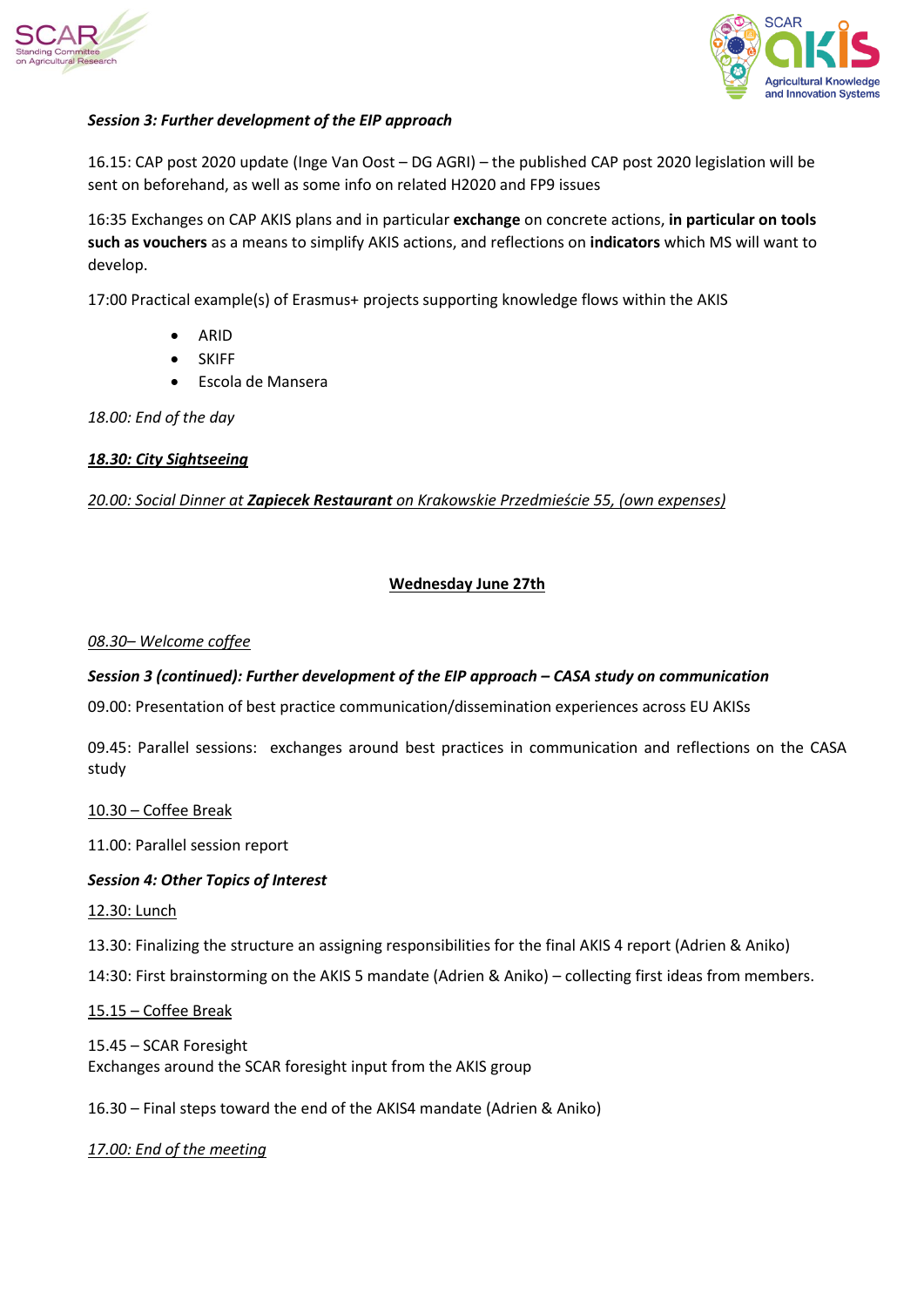***Session 3: Further development of the EIP approach***

16.15: CAP post 2020 update (Inge Van Oost – DG AGRI) – the published CAP post 2020 legislation will be sent on beforehand, as well as some info on related H2020 and FP9 issues

16:35 Exchanges on CAP AKIS plans and in particular **exchange** on concrete actions, **in particular on tools such as vouchers** as a means to simplify AKIS actions, and reflections on **indicators** which MS will want to develop.

17:00 Practical example(s) of Erasmus+ projects supporting knowledge flows within the AKIS

- ARID
- SKIFF
- Escola de Mansera

*18.00: End of the day*

***18.30: City Sightseeing***

*20.00: Social Dinner at **Zapiecek Restaurant** on Krakowskie Przedmieście 55, (own expenses)*

**Wednesday June 27th**

*08.30– Welcome coffee*

***Session 3 (continued): Further development of the EIP approach – CASA study on communication***

09.00: Presentation of best practice communication/dissemination experiences across EU AKISs

09.45: Parallel sessions: exchanges around best practices in communication and reflections on the CASA study

10.30 – Coffee Break

11.00: Parallel session report

***Session 4: Other Topics of Interest***

12.30: Lunch

13.30: Finalizing the structure an assigning responsibilities for the final AKIS 4 report (Adrien & Aniko)

14:30: First brainstorming on the AKIS 5 mandate (Adrien & Aniko) – collecting first ideas from members.

15.15 – Coffee Break

15.45 – SCAR Foresight
Exchanges around the SCAR foresight input from the AKIS group

16.30 – Final steps toward the end of the AKIS4 mandate (Adrien & Aniko)

*17.00: End of the meeting*